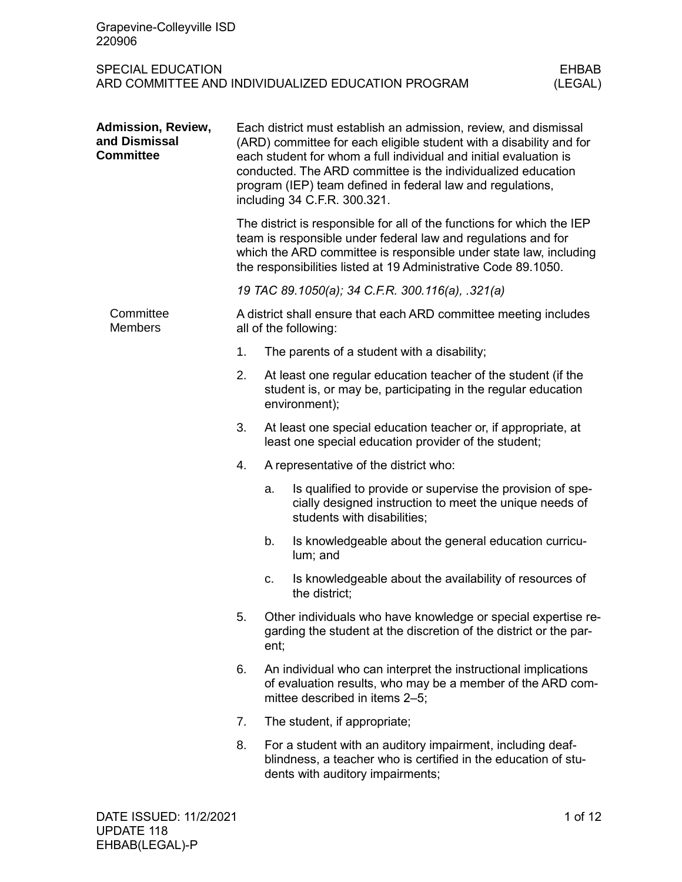Grapevine-Colleyville ISD
220906

SPECIAL EDUCATION
ARD COMMITTEE AND INDIVIDUALIZED EDUCATION PROGRAM

EHBAB
(LEGAL)

## Admission, Review, and Dismissal Committee

Each district must establish an admission, review, and dismissal (ARD) committee for each eligible student with a disability and for each student for whom a full individual and initial evaluation is conducted. The ARD committee is the individualized education program (IEP) team defined in federal law and regulations, including 34 C.F.R. 300.321.

The district is responsible for all of the functions for which the IEP team is responsible under federal law and regulations and for which the ARD committee is responsible under state law, including the responsibilities listed at 19 Administrative Code 89.1050.

*19 TAC 89.1050(a); 34 C.F.R. 300.116(a), .321(a)*

### Committee Members

A district shall ensure that each ARD committee meeting includes all of the following:

1. The parents of a student with a disability;
2. At least one regular education teacher of the student (if the student is, or may be, participating in the regular education environment);
3. At least one special education teacher or, if appropriate, at least one special education provider of the student;
4. A representative of the district who:
   a. Is qualified to provide or supervise the provision of specially designed instruction to meet the unique needs of students with disabilities;
   b. Is knowledgeable about the general education curriculum; and
   c. Is knowledgeable about the availability of resources of the district;
5. Other individuals who have knowledge or special expertise regarding the student at the discretion of the district or the parent;
6. An individual who can interpret the instructional implications of evaluation results, who may be a member of the ARD committee described in items 2–5;
7. The student, if appropriate;
8. For a student with an auditory impairment, including deaf-blindness, a teacher who is certified in the education of students with auditory impairments;

DATE ISSUED: 11/2/2021
UPDATE 118
EHBAB(LEGAL)-P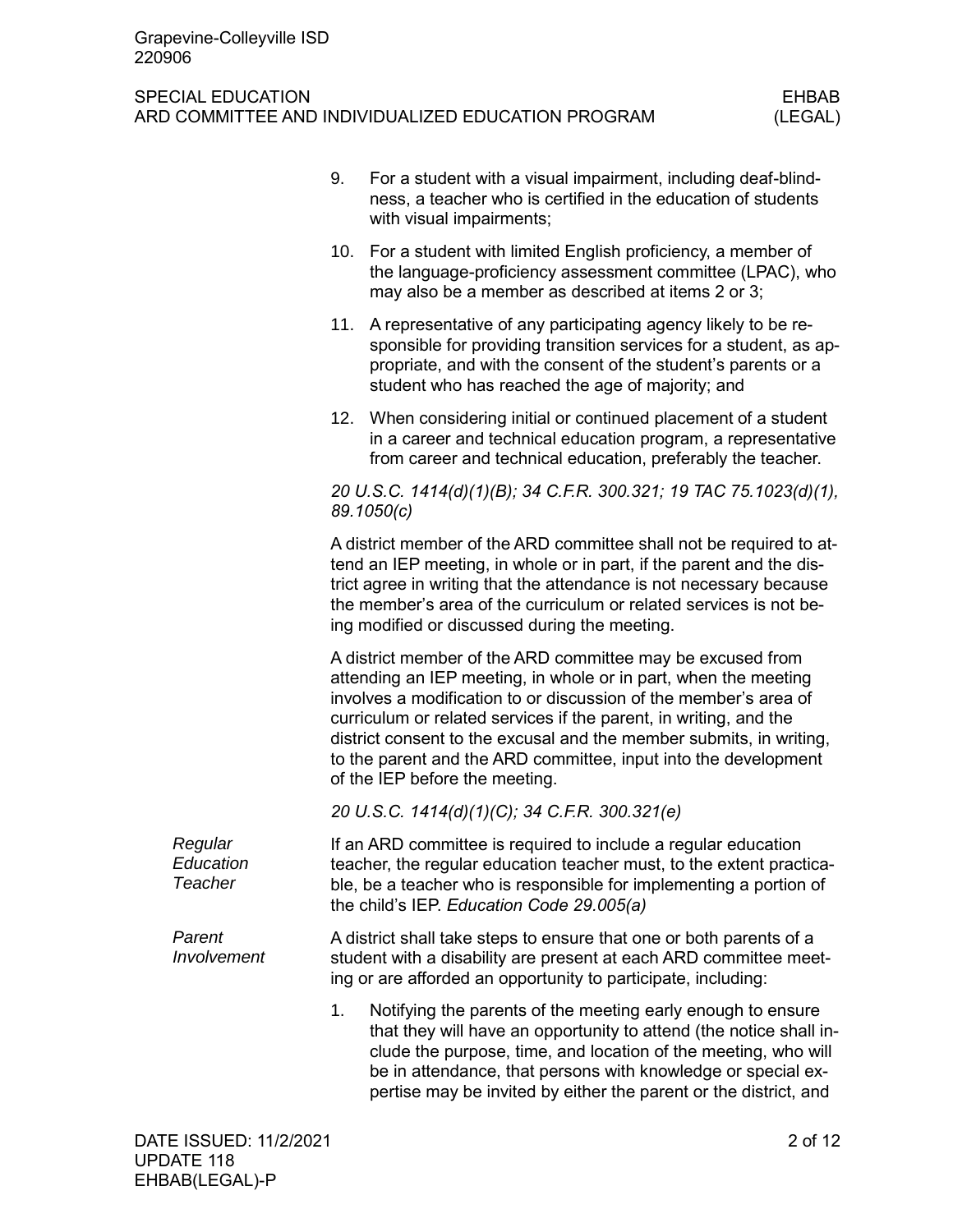9. For a student with a visual impairment, including deaf-blindness, a teacher who is certified in the education of students with visual impairments;
10. For a student with limited English proficiency, a member of the language-proficiency assessment committee (LPAC), who may also be a member as described at items 2 or 3;
11. A representative of any participating agency likely to be responsible for providing transition services for a student, as appropriate, and with the consent of the student's parents or a student who has reached the age of majority; and
12. When considering initial or continued placement of a student in a career and technical education program, a representative from career and technical education, preferably the teacher.

*20 U.S.C. 1414(d)(1)(B); 34 C.F.R. 300.321; 19 TAC 75.1023(d)(1), 89.1050(c)*

A district member of the ARD committee shall not be required to attend an IEP meeting, in whole or in part, if the parent and the district agree in writing that the attendance is not necessary because the member's area of the curriculum or related services is not being modified or discussed during the meeting.

A district member of the ARD committee may be excused from attending an IEP meeting, in whole or in part, when the meeting involves a modification to or discussion of the member's area of curriculum or related services if the parent, in writing, and the district consent to the excusal and the member submits, in writing, to the parent and the ARD committee, input into the development of the IEP before the meeting.

*20 U.S.C. 1414(d)(1)(C); 34 C.F.R. 300.321(e)*

*Regular Education Teacher*

If an ARD committee is required to include a regular education teacher, the regular education teacher must, to the extent practicable, be a teacher who is responsible for implementing a portion of the child's IEP. *Education Code 29.005(a)*

*Parent Involvement*

A district shall take steps to ensure that one or both parents of a student with a disability are present at each ARD committee meeting or are afforded an opportunity to participate, including:

1. Notifying the parents of the meeting early enough to ensure that they will have an opportunity to attend (the notice shall include the purpose, time, and location of the meeting, who will be in attendance, that persons with knowledge or special expertise may be invited by either the parent or the district, and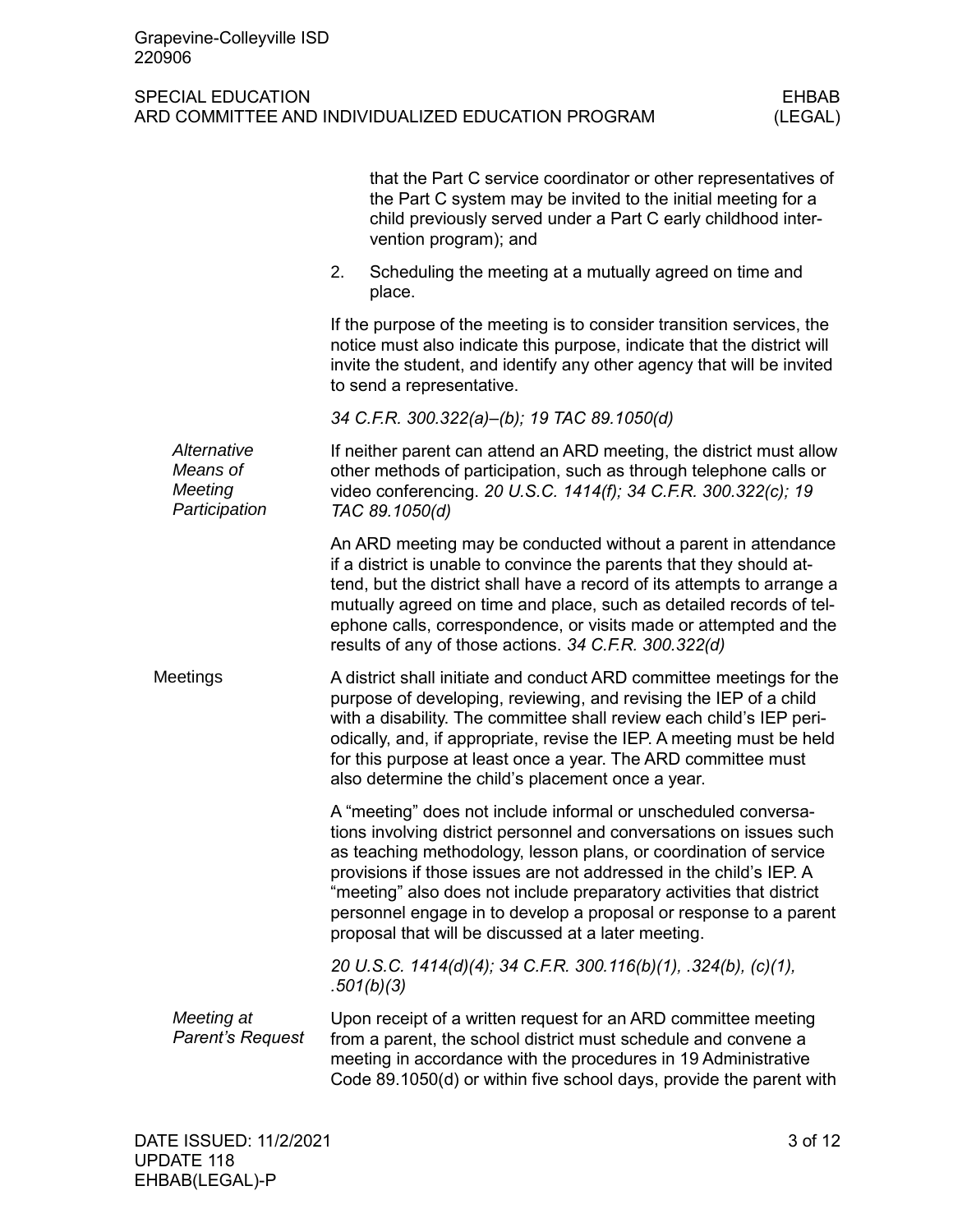that the Part C service coordinator or other representatives of the Part C system may be invited to the initial meeting for a child previously served under a Part C early childhood intervention program); and

2. Scheduling the meeting at a mutually agreed on time and place.

If the purpose of the meeting is to consider transition services, the notice must also indicate this purpose, indicate that the district will invite the student, and identify any other agency that will be invited to send a representative.

*34 C.F.R. 300.322(a)–(b); 19 TAC 89.1050(d)*

### *Alternative Means of Meeting Participation*

If neither parent can attend an ARD meeting, the district must allow other methods of participation, such as through telephone calls or video conferencing. *20 U.S.C. 1414(f); 34 C.F.R. 300.322(c); 19 TAC 89.1050(d)*

An ARD meeting may be conducted without a parent in attendance if a district is unable to convince the parents that they should attend, but the district shall have a record of its attempts to arrange a mutually agreed on time and place, such as detailed records of telephone calls, correspondence, or visits made or attempted and the results of any of those actions. *34 C.F.R. 300.322(d)*

## Meetings

A district shall initiate and conduct ARD committee meetings for the purpose of developing, reviewing, and revising the IEP of a child with a disability. The committee shall review each child's IEP periodically, and, if appropriate, revise the IEP. A meeting must be held for this purpose at least once a year. The ARD committee must also determine the child's placement once a year.

A "meeting" does not include informal or unscheduled conversations involving district personnel and conversations on issues such as teaching methodology, lesson plans, or coordination of service provisions if those issues are not addressed in the child's IEP. A "meeting" also does not include preparatory activities that district personnel engage in to develop a proposal or response to a parent proposal that will be discussed at a later meeting.

*20 U.S.C. 1414(d)(4); 34 C.F.R. 300.116(b)(1), .324(b), (c)(1), .501(b)(3)*

### *Meeting at Parent's Request*

Upon receipt of a written request for an ARD committee meeting from a parent, the school district must schedule and convene a meeting in accordance with the procedures in 19 Administrative Code 89.1050(d) or within five school days, provide the parent with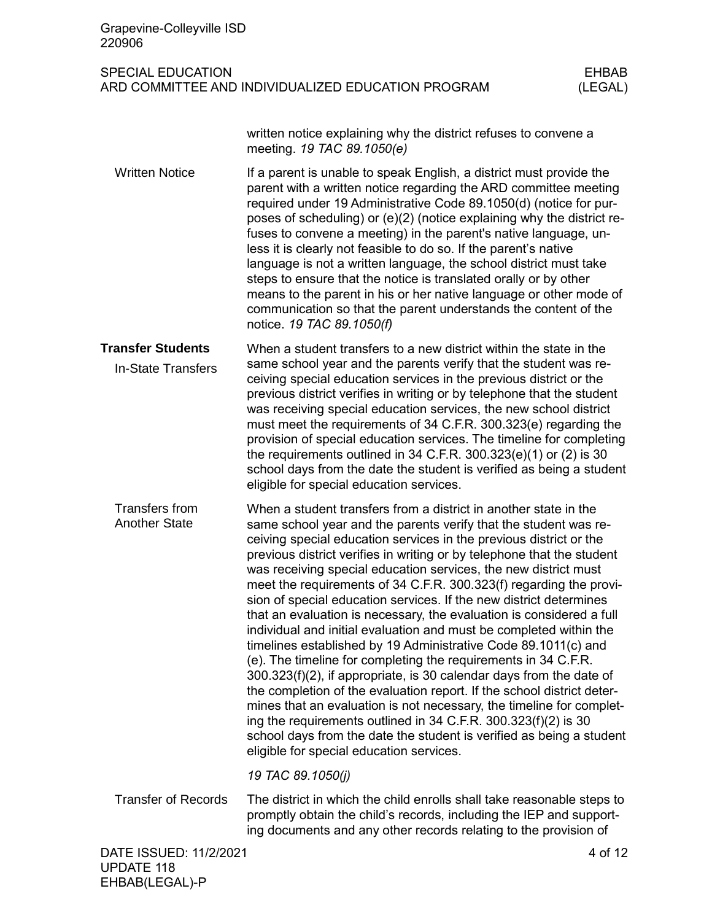written notice explaining why the district refuses to convene a meeting. *19 TAC 89.1050(e)*

#### Written Notice

If a parent is unable to speak English, a district must provide the parent with a written notice regarding the ARD committee meeting required under 19 Administrative Code 89.1050(d) (notice for purposes of scheduling) or (e)(2) (notice explaining why the district refuses to convene a meeting) in the parent's native language, unless it is clearly not feasible to do so. If the parent's native language is not a written language, the school district must take steps to ensure that the notice is translated orally or by other means to the parent in his or her native language or other mode of communication so that the parent understands the content of the notice. *19 TAC 89.1050(f)*

### Transfer Students

#### In-State Transfers

When a student transfers to a new district within the state in the same school year and the parents verify that the student was receiving special education services in the previous district or the previous district verifies in writing or by telephone that the student was receiving special education services, the new school district must meet the requirements of 34 C.F.R. 300.323(e) regarding the provision of special education services. The timeline for completing the requirements outlined in 34 C.F.R. 300.323(e)(1) or (2) is 30 school days from the date the student is verified as being a student eligible for special education services.

#### Transfers from Another State

When a student transfers from a district in another state in the same school year and the parents verify that the student was receiving special education services in the previous district or the previous district verifies in writing or by telephone that the student was receiving special education services, the new district must meet the requirements of 34 C.F.R. 300.323(f) regarding the provision of special education services. If the new district determines that an evaluation is necessary, the evaluation is considered a full individual and initial evaluation and must be completed within the timelines established by 19 Administrative Code 89.1011(c) and (e). The timeline for completing the requirements in 34 C.F.R. 300.323(f)(2), if appropriate, is 30 calendar days from the date of the completion of the evaluation report. If the school district determines that an evaluation is not necessary, the timeline for completing the requirements outlined in 34 C.F.R. 300.323(f)(2) is 30 school days from the date the student is verified as being a student eligible for special education services.

*19 TAC 89.1050(j)*

#### Transfer of Records

The district in which the child enrolls shall take reasonable steps to promptly obtain the child's records, including the IEP and supporting documents and any other records relating to the provision of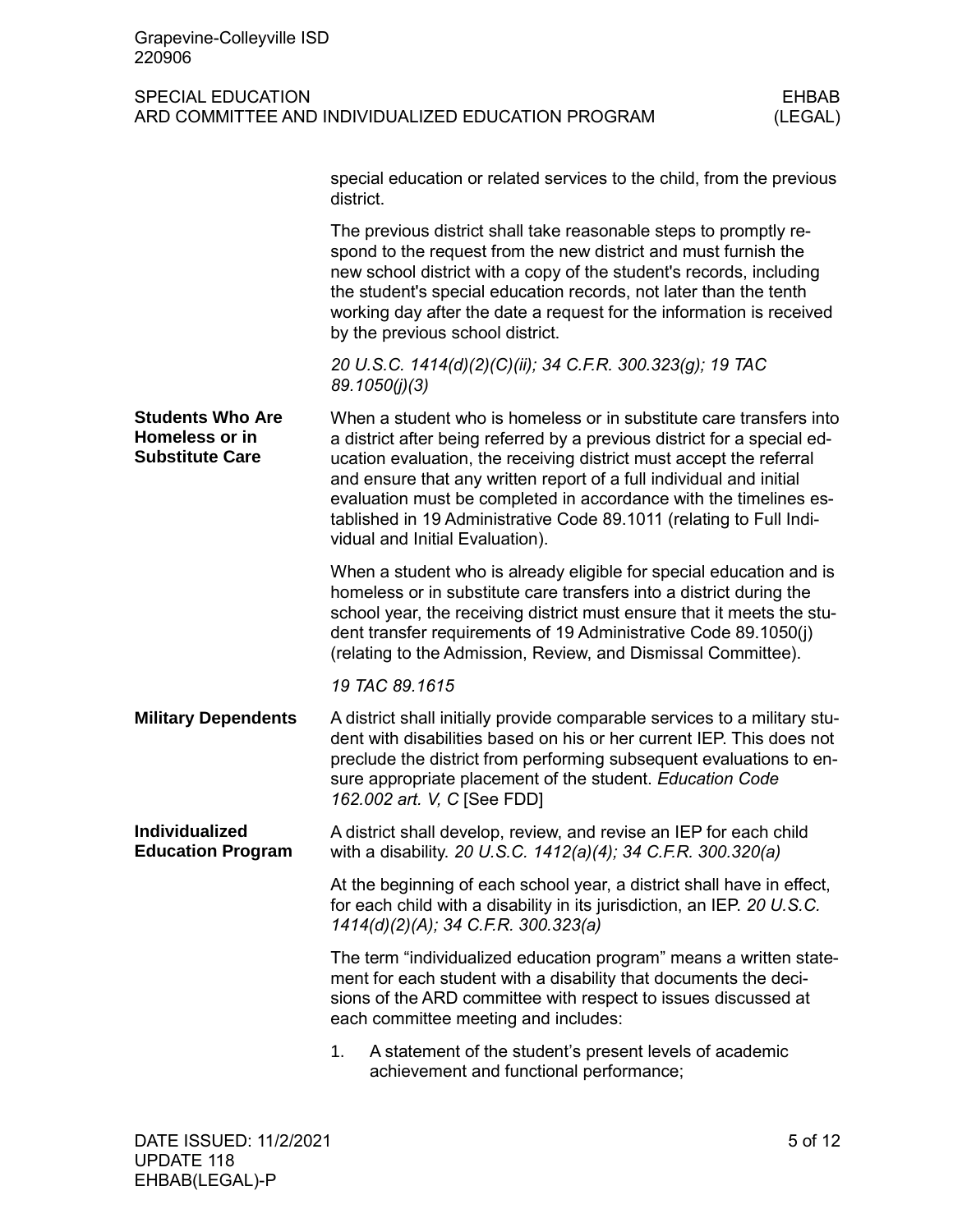special education or related services to the child, from the previous district.

The previous district shall take reasonable steps to promptly respond to the request from the new district and must furnish the new school district with a copy of the student's records, including the student's special education records, not later than the tenth working day after the date a request for the information is received by the previous school district.

*20 U.S.C. 1414(d)(2)(C)(ii); 34 C.F.R. 300.323(g); 19 TAC 89.1050(j)(3)*

**Students Who Are Homeless or in Substitute Care**

When a student who is homeless or in substitute care transfers into a district after being referred by a previous district for a special education evaluation, the receiving district must accept the referral and ensure that any written report of a full individual and initial evaluation must be completed in accordance with the timelines established in 19 Administrative Code 89.1011 (relating to Full Individual and Initial Evaluation).

When a student who is already eligible for special education and is homeless or in substitute care transfers into a district during the school year, the receiving district must ensure that it meets the student transfer requirements of 19 Administrative Code 89.1050(j) (relating to the Admission, Review, and Dismissal Committee).

*19 TAC 89.1615*

**Military Dependents**

A district shall initially provide comparable services to a military student with disabilities based on his or her current IEP. This does not preclude the district from performing subsequent evaluations to ensure appropriate placement of the student. *Education Code 162.002 art. V, C* [See FDD]

**Individualized Education Program**

A district shall develop, review, and revise an IEP for each child with a disability. *20 U.S.C. 1412(a)(4); 34 C.F.R. 300.320(a)*

At the beginning of each school year, a district shall have in effect, for each child with a disability in its jurisdiction, an IEP. *20 U.S.C. 1414(d)(2)(A); 34 C.F.R. 300.323(a)*

The term "individualized education program" means a written statement for each student with a disability that documents the decisions of the ARD committee with respect to issues discussed at each committee meeting and includes:

1. A statement of the student's present levels of academic achievement and functional performance;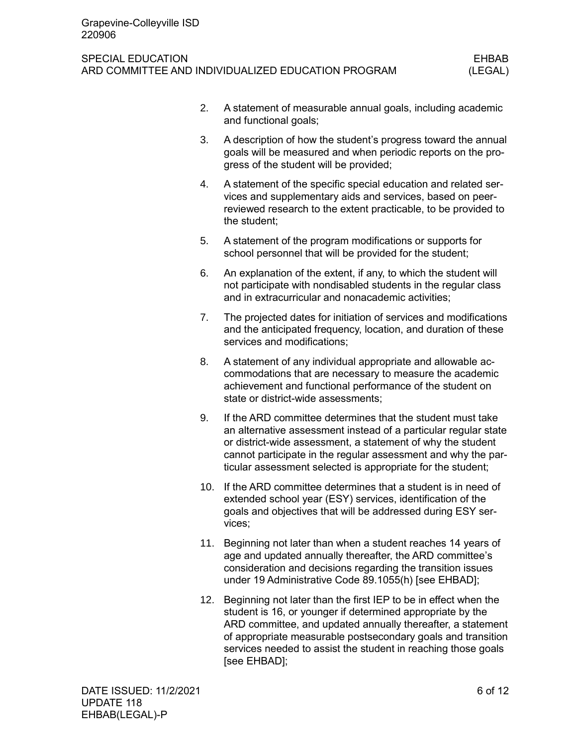2. A statement of measurable annual goals, including academic and functional goals;
3. A description of how the student's progress toward the annual goals will be measured and when periodic reports on the progress of the student will be provided;
4. A statement of the specific special education and related services and supplementary aids and services, based on peer-reviewed research to the extent practicable, to be provided to the student;
5. A statement of the program modifications or supports for school personnel that will be provided for the student;
6. An explanation of the extent, if any, to which the student will not participate with nondisabled students in the regular class and in extracurricular and nonacademic activities;
7. The projected dates for initiation of services and modifications and the anticipated frequency, location, and duration of these services and modifications;
8. A statement of any individual appropriate and allowable accommodations that are necessary to measure the academic achievement and functional performance of the student on state or district-wide assessments;
9. If the ARD committee determines that the student must take an alternative assessment instead of a particular regular state or district-wide assessment, a statement of why the student cannot participate in the regular assessment and why the particular assessment selected is appropriate for the student;
10. If the ARD committee determines that a student is in need of extended school year (ESY) services, identification of the goals and objectives that will be addressed during ESY services;
11. Beginning not later than when a student reaches 14 years of age and updated annually thereafter, the ARD committee's consideration and decisions regarding the transition issues under 19 Administrative Code 89.1055(h) [see EHBAD];
12. Beginning not later than the first IEP to be in effect when the student is 16, or younger if determined appropriate by the ARD committee, and updated annually thereafter, a statement of appropriate measurable postsecondary goals and transition services needed to assist the student in reaching those goals [see EHBAD];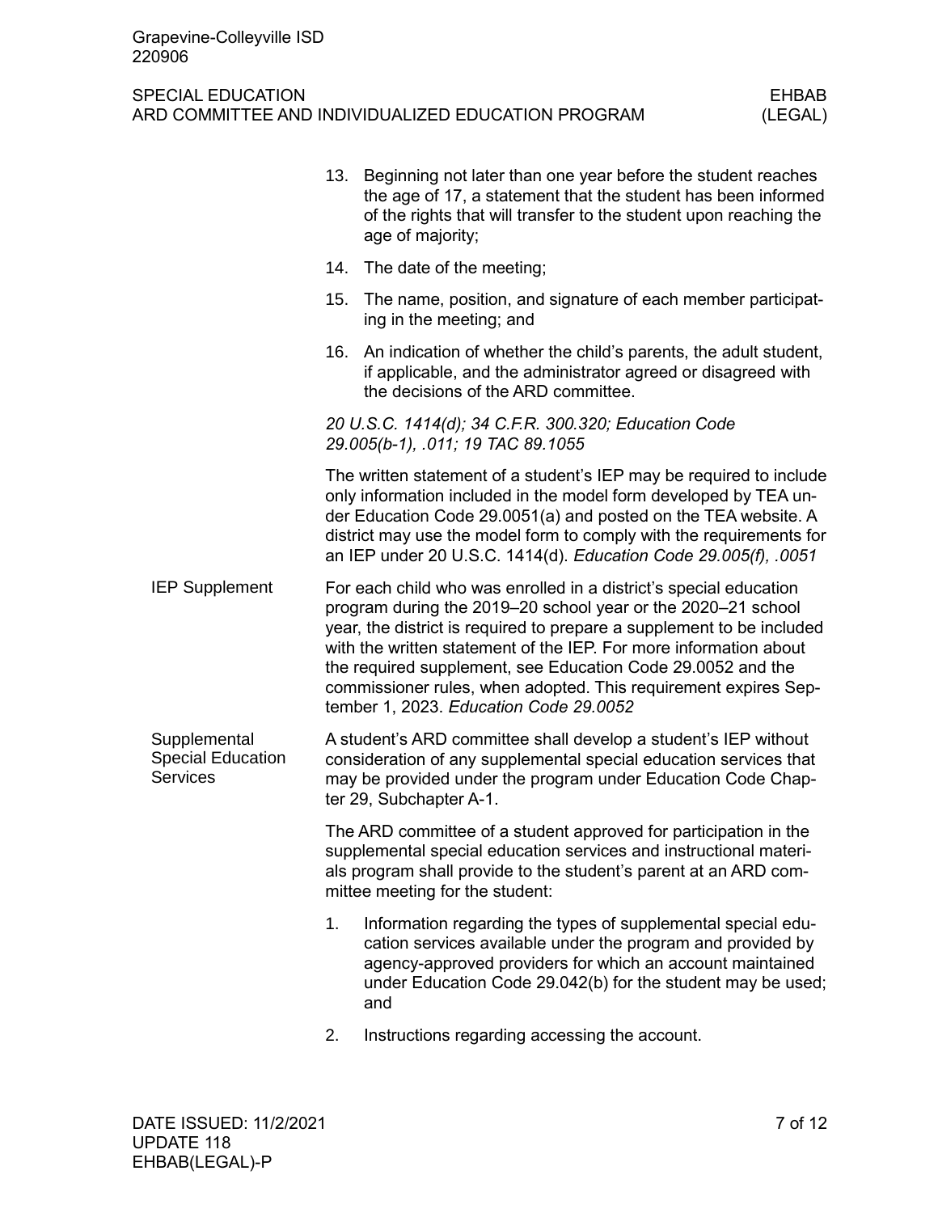13. Beginning not later than one year before the student reaches the age of 17, a statement that the student has been informed of the rights that will transfer to the student upon reaching the age of majority;
14. The date of the meeting;
15. The name, position, and signature of each member participating in the meeting; and
16. An indication of whether the child's parents, the adult student, if applicable, and the administrator agreed or disagreed with the decisions of the ARD committee.

*20 U.S.C. 1414(d); 34 C.F.R. 300.320; Education Code 29.005(b-1), .011; 19 TAC 89.1055*

The written statement of a student's IEP may be required to include only information included in the model form developed by TEA under Education Code 29.0051(a) and posted on the TEA website. A district may use the model form to comply with the requirements for an IEP under 20 U.S.C. 1414(d). *Education Code 29.005(f), .0051*

## IEP Supplement

For each child who was enrolled in a district's special education program during the 2019–20 school year or the 2020–21 school year, the district is required to prepare a supplement to be included with the written statement of the IEP. For more information about the required supplement, see Education Code 29.0052 and the commissioner rules, when adopted. This requirement expires September 1, 2023. *Education Code 29.0052*

## Supplemental Special Education Services

A student's ARD committee shall develop a student's IEP without consideration of any supplemental special education services that may be provided under the program under Education Code Chapter 29, Subchapter A-1.

The ARD committee of a student approved for participation in the supplemental special education services and instructional materials program shall provide to the student's parent at an ARD committee meeting for the student:

1. Information regarding the types of supplemental special education services available under the program and provided by agency-approved providers for which an account maintained under Education Code 29.042(b) for the student may be used; and
2. Instructions regarding accessing the account.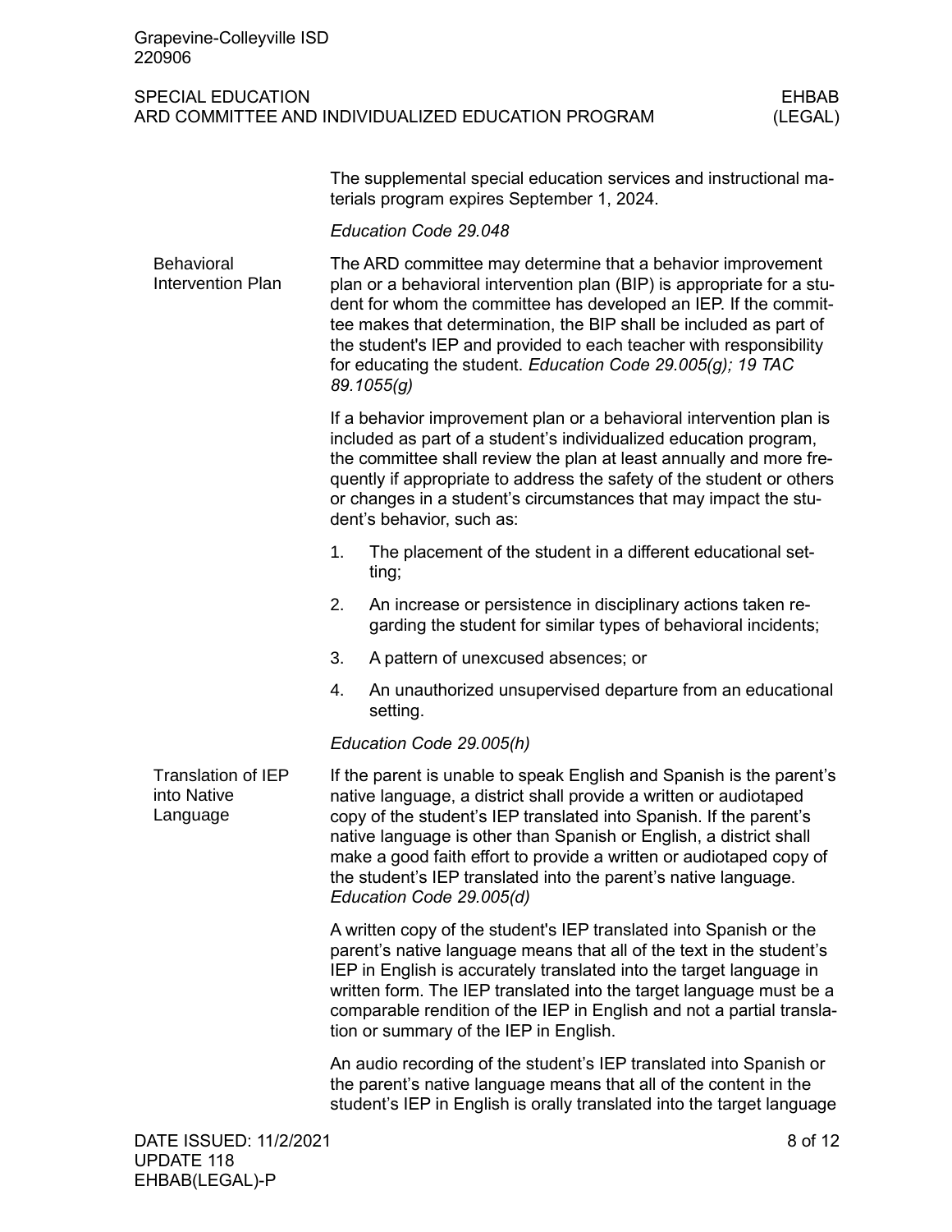The supplemental special education services and instructional materials program expires September 1, 2024.

*Education Code 29.048*

### Behavioral Intervention Plan

The ARD committee may determine that a behavior improvement plan or a behavioral intervention plan (BIP) is appropriate for a student for whom the committee has developed an IEP. If the committee makes that determination, the BIP shall be included as part of the student's IEP and provided to each teacher with responsibility for educating the student. *Education Code 29.005(g); 19 TAC 89.1055(g)*

If a behavior improvement plan or a behavioral intervention plan is included as part of a student's individualized education program, the committee shall review the plan at least annually and more frequently if appropriate to address the safety of the student or others or changes in a student's circumstances that may impact the student's behavior, such as:

1. The placement of the student in a different educational setting;
2. An increase or persistence in disciplinary actions taken regarding the student for similar types of behavioral incidents;
3. A pattern of unexcused absences; or
4. An unauthorized unsupervised departure from an educational setting.

*Education Code 29.005(h)*

### Translation of IEP into Native Language

If the parent is unable to speak English and Spanish is the parent's native language, a district shall provide a written or audiotaped copy of the student's IEP translated into Spanish. If the parent's native language is other than Spanish or English, a district shall make a good faith effort to provide a written or audiotaped copy of the student's IEP translated into the parent's native language. *Education Code 29.005(d)*

A written copy of the student's IEP translated into Spanish or the parent's native language means that all of the text in the student's IEP in English is accurately translated into the target language in written form. The IEP translated into the target language must be a comparable rendition of the IEP in English and not a partial translation or summary of the IEP in English.

An audio recording of the student's IEP translated into Spanish or the parent's native language means that all of the content in the student's IEP in English is orally translated into the target language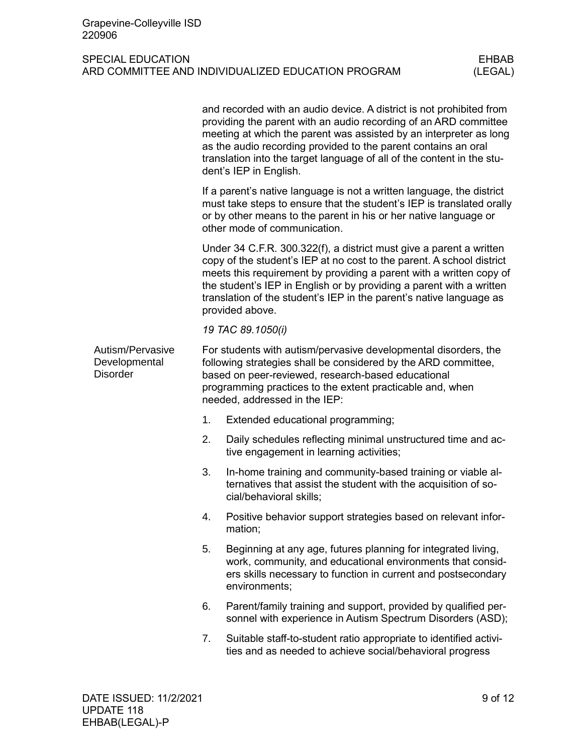and recorded with an audio device. A district is not prohibited from providing the parent with an audio recording of an ARD committee meeting at which the parent was assisted by an interpreter as long as the audio recording provided to the parent contains an oral translation into the target language of all of the content in the student's IEP in English.

If a parent's native language is not a written language, the district must take steps to ensure that the student's IEP is translated orally or by other means to the parent in his or her native language or other mode of communication.

Under 34 C.F.R. 300.322(f), a district must give a parent a written copy of the student's IEP at no cost to the parent. A school district meets this requirement by providing a parent with a written copy of the student's IEP in English or by providing a parent with a written translation of the student's IEP in the parent's native language as provided above.

*19 TAC 89.1050(i)*

### Autism/Pervasive Developmental Disorder

For students with autism/pervasive developmental disorders, the following strategies shall be considered by the ARD committee, based on peer-reviewed, research-based educational programming practices to the extent practicable and, when needed, addressed in the IEP:

1. Extended educational programming;
2. Daily schedules reflecting minimal unstructured time and active engagement in learning activities;
3. In-home training and community-based training or viable alternatives that assist the student with the acquisition of social/behavioral skills;
4. Positive behavior support strategies based on relevant information;
5. Beginning at any age, futures planning for integrated living, work, community, and educational environments that considers skills necessary to function in current and postsecondary environments;
6. Parent/family training and support, provided by qualified personnel with experience in Autism Spectrum Disorders (ASD);
7. Suitable staff-to-student ratio appropriate to identified activities and as needed to achieve social/behavioral progress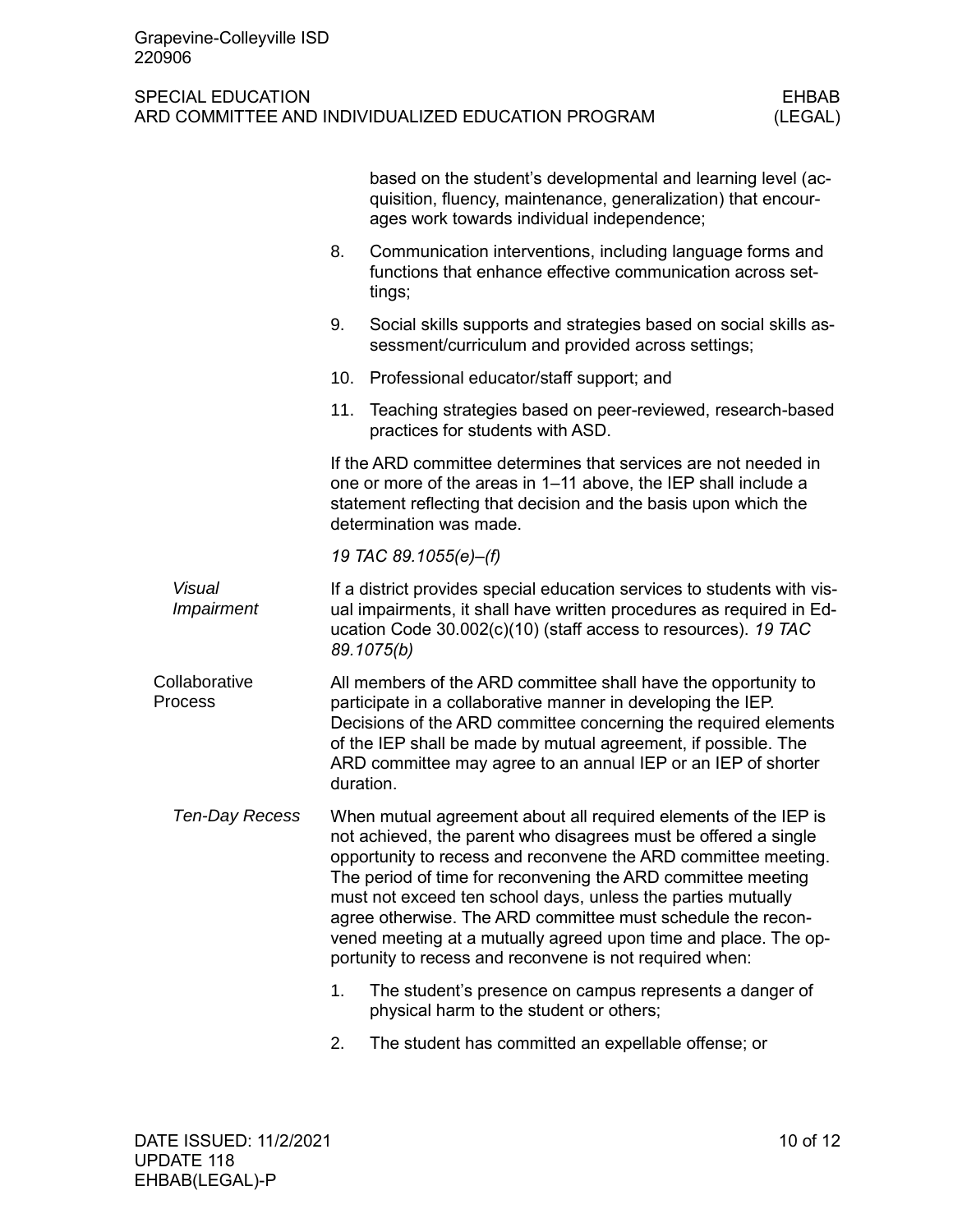based on the student's developmental and learning level (acquisition, fluency, maintenance, generalization) that encourages work towards individual independence;

8. Communication interventions, including language forms and functions that enhance effective communication across settings;
9. Social skills supports and strategies based on social skills assessment/curriculum and provided across settings;
10. Professional educator/staff support; and
11. Teaching strategies based on peer-reviewed, research-based practices for students with ASD.

If the ARD committee determines that services are not needed in one or more of the areas in 1–11 above, the IEP shall include a statement reflecting that decision and the basis upon which the determination was made.

*19 TAC 89.1055(e)–(f)*

### *Visual Impairment*

If a district provides special education services to students with visual impairments, it shall have written procedures as required in Education Code 30.002(c)(10) (staff access to resources). *19 TAC 89.1075(b)*

## Collaborative Process

All members of the ARD committee shall have the opportunity to participate in a collaborative manner in developing the IEP. Decisions of the ARD committee concerning the required elements of the IEP shall be made by mutual agreement, if possible. The ARD committee may agree to an annual IEP or an IEP of shorter duration.

### *Ten-Day Recess*

When mutual agreement about all required elements of the IEP is not achieved, the parent who disagrees must be offered a single opportunity to recess and reconvene the ARD committee meeting. The period of time for reconvening the ARD committee meeting must not exceed ten school days, unless the parties mutually agree otherwise. The ARD committee must schedule the reconvened meeting at a mutually agreed upon time and place. The opportunity to recess and reconvene is not required when:

1. The student's presence on campus represents a danger of physical harm to the student or others;
2. The student has committed an expellable offense; or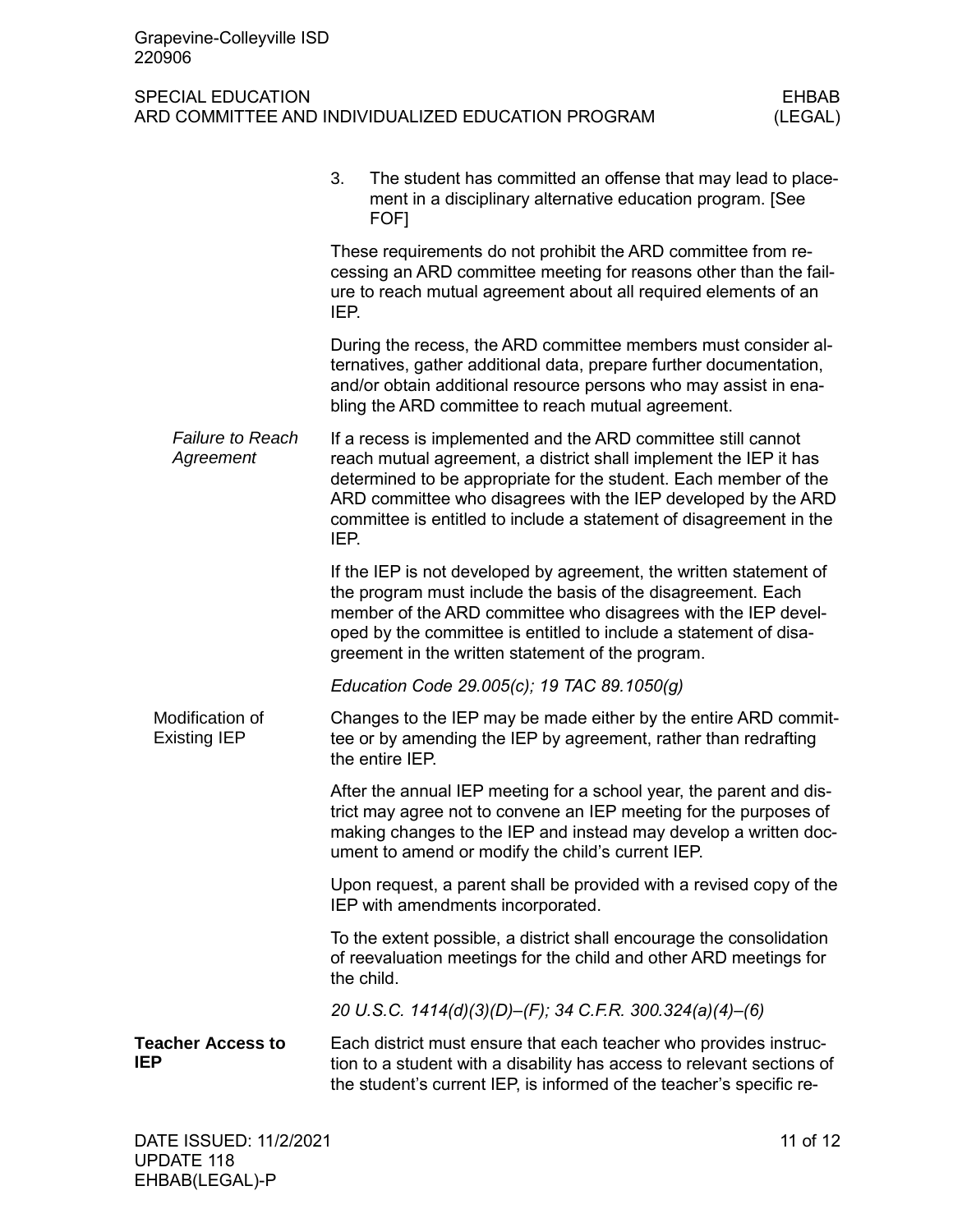3. The student has committed an offense that may lead to placement in a disciplinary alternative education program. [See FOF]

These requirements do not prohibit the ARD committee from recessing an ARD committee meeting for reasons other than the failure to reach mutual agreement about all required elements of an IEP.

During the recess, the ARD committee members must consider alternatives, gather additional data, prepare further documentation, and/or obtain additional resource persons who may assist in enabling the ARD committee to reach mutual agreement.

*Failure to Reach Agreement*

If a recess is implemented and the ARD committee still cannot reach mutual agreement, a district shall implement the IEP it has determined to be appropriate for the student. Each member of the ARD committee who disagrees with the IEP developed by the ARD committee is entitled to include a statement of disagreement in the IEP.

If the IEP is not developed by agreement, the written statement of the program must include the basis of the disagreement. Each member of the ARD committee who disagrees with the IEP developed by the committee is entitled to include a statement of disagreement in the written statement of the program.

*Education Code 29.005(c); 19 TAC 89.1050(g)*

Modification of Existing IEP

Changes to the IEP may be made either by the entire ARD committee or by amending the IEP by agreement, rather than redrafting the entire IEP.

After the annual IEP meeting for a school year, the parent and district may agree not to convene an IEP meeting for the purposes of making changes to the IEP and instead may develop a written document to amend or modify the child's current IEP.

Upon request, a parent shall be provided with a revised copy of the IEP with amendments incorporated.

To the extent possible, a district shall encourage the consolidation of reevaluation meetings for the child and other ARD meetings for the child.

*20 U.S.C. 1414(d)(3)(D)–(F); 34 C.F.R. 300.324(a)(4)–(6)*

**Teacher Access to IEP**

Each district must ensure that each teacher who provides instruction to a student with a disability has access to relevant sections of the student's current IEP, is informed of the teacher's specific re-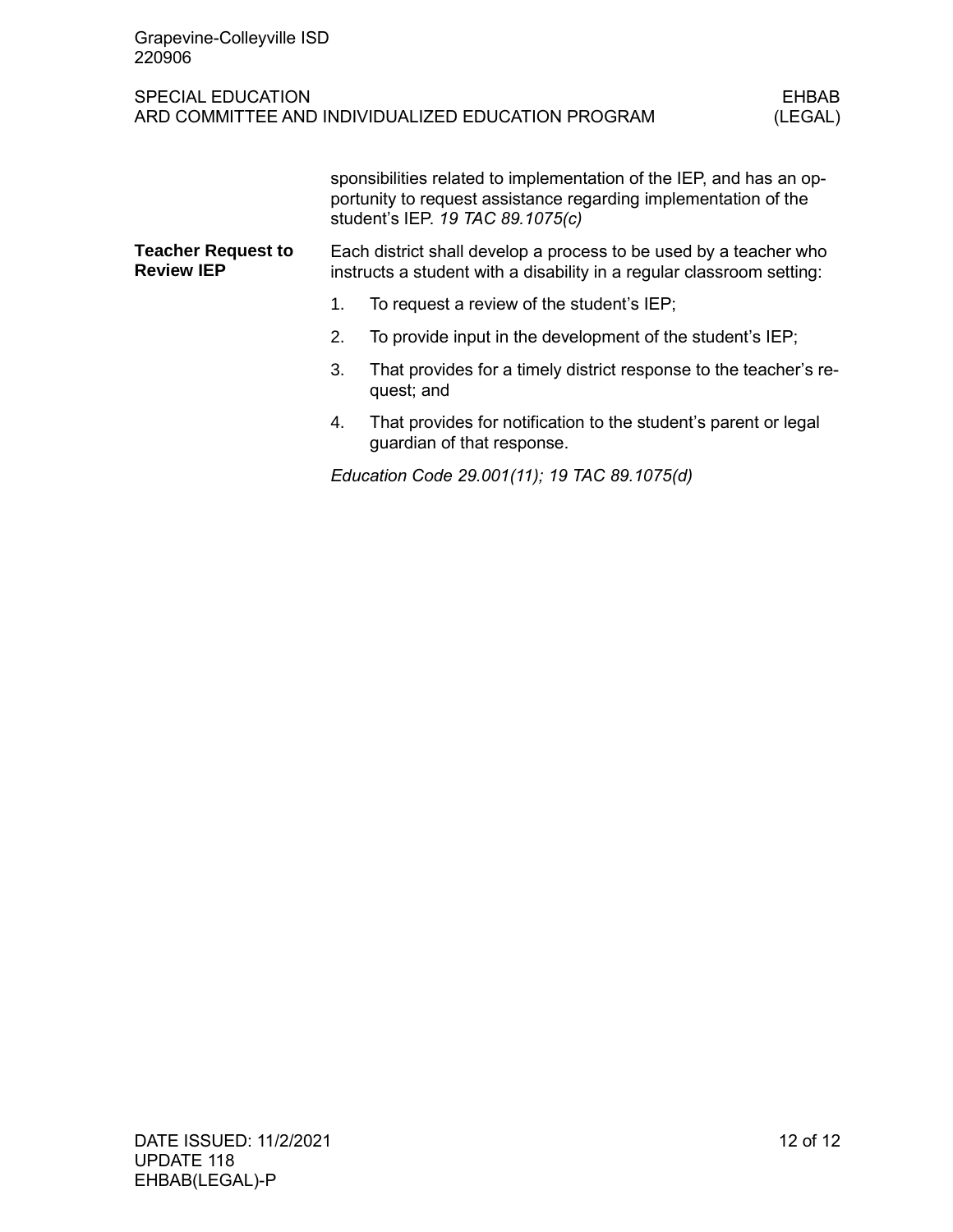sponsibilities related to implementation of the IEP, and has an opportunity to request assistance regarding implementation of the student's IEP. *19 TAC 89.1075(c)*

**Teacher Request to Review IEP**

Each district shall develop a process to be used by a teacher who instructs a student with a disability in a regular classroom setting:

1. To request a review of the student's IEP;
2. To provide input in the development of the student's IEP;
3. That provides for a timely district response to the teacher's request; and
4. That provides for notification to the student's parent or legal guardian of that response.

*Education Code 29.001(11); 19 TAC 89.1075(d)*